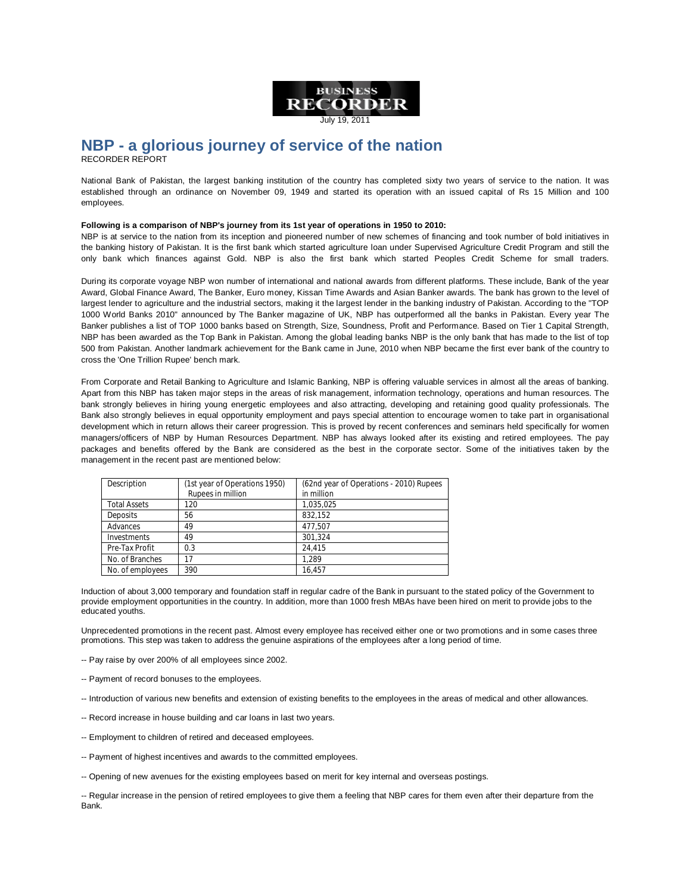BUSINESS RECORDER

July 19, 2011

# NBP - a glorious journey of service of the nation

RECORDER REPORT

National Bank of Pakistan, the largest banking institution of the country has completed sixty two years of service to the nation. It was established through an ordinance on November 09, 1949 and started its operation with an issued capital of Rs 15 Million and 100 employees.

**Following is a comparison of NBP's journey from its 1st year of operations in 1950 to 2010:**

NBP is at service to the nation from its inception and pioneered number of new schemes of financing and took number of bold initiatives in the banking history of Pakistan. It is the first bank which started agriculture loan under Supervised Agriculture Credit Program and still the only bank which finances against Gold. NBP is also the first bank which started Peoples Credit Scheme for small traders.

During its corporate voyage NBP won number of international and national awards from different platforms. These include, Bank of the year Award, Global Finance Award, The Banker, Euro money, Kissan Time Awards and Asian Banker awards. The bank has grown to the level of largest lender to agriculture and the industrial sectors, making it the largest lender in the banking industry of Pakistan. According to the "TOP 1000 World Banks 2010" announced by The Banker magazine of UK, NBP has outperformed all the banks in Pakistan. Every year The Banker publishes a list of TOP 1000 banks based on Strength, Size, Soundness, Profit and Performance. Based on Tier 1 Capital Strength, NBP has been awarded as the Top Bank in Pakistan. Among the global leading banks NBP is the only bank that has made to the list of top 500 from Pakistan. Another landmark achievement for the Bank came in June, 2010 when NBP became the first ever bank of the country to cross the 'One Trillion Rupee' bench mark.

From Corporate and Retail Banking to Agriculture and Islamic Banking, NBP is offering valuable services in almost all the areas of banking. Apart from this NBP has taken major steps in the areas of risk management, information technology, operations and human resources. The bank strongly believes in hiring young energetic employees and also attracting, developing and retaining good quality professionals. The Bank also strongly believes in equal opportunity employment and pays special attention to encourage women to take part in organisational development which in return allows their career progression. This is proved by recent conferences and seminars held specifically for women managers/officers of NBP by Human Resources Department. NBP has always looked after its existing and retired employees. The pay packages and benefits offered by the Bank are considered as the best in the corporate sector. Some of the initiatives taken by the management in the recent past are mentioned below:

| Description | (1st year of Operations 1950) Rupees in million | (62nd year of Operations - 2010) Rupees in million |
|---|---|---|
| Total Assets | 120 | 1,035,025 |
| Deposits | 56 | 832,152 |
| Advances | 49 | 477,507 |
| Investments | 49 | 301,324 |
| Pre-Tax Profit | 0.3 | 24,415 |
| No. of Branches | 17 | 1,289 |
| No. of employees | 390 | 16,457 |

Induction of about 3,000 temporary and foundation staff in regular cadre of the Bank in pursuant to the stated policy of the Government to provide employment opportunities in the country. In addition, more than 1000 fresh MBAs have been hired on merit to provide jobs to the educated youths.

Unprecedented promotions in the recent past. Almost every employee has received either one or two promotions and in some cases three promotions. This step was taken to address the genuine aspirations of the employees after a long period of time.

-- Pay raise by over 200% of all employees since 2002.

-- Payment of record bonuses to the employees.

-- Introduction of various new benefits and extension of existing benefits to the employees in the areas of medical and other allowances.

-- Record increase in house building and car loans in last two years.

-- Employment to children of retired and deceased employees.

-- Payment of highest incentives and awards to the committed employees.

-- Opening of new avenues for the existing employees based on merit for key internal and overseas postings.

-- Regular increase in the pension of retired employees to give them a feeling that NBP cares for them even after their departure from the Bank.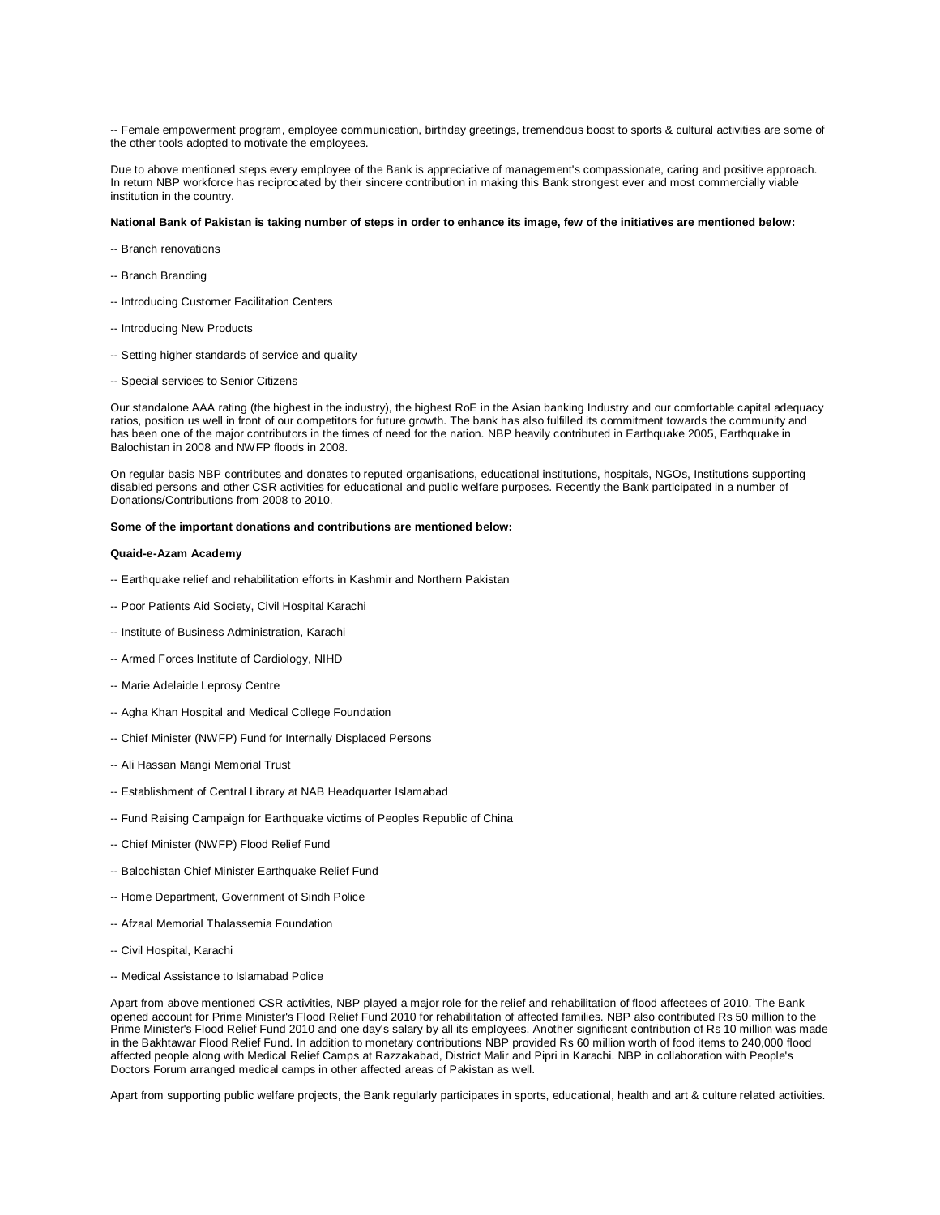-- Female empowerment program, employee communication, birthday greetings, tremendous boost to sports & cultural activities are some of the other tools adopted to motivate the employees.

Due to above mentioned steps every employee of the Bank is appreciative of management's compassionate, caring and positive approach. In return NBP workforce has reciprocated by their sincere contribution in making this Bank strongest ever and most commercially viable institution in the country.

**National Bank of Pakistan is taking number of steps in order to enhance its image, few of the initiatives are mentioned below:**

-- Branch renovations

-- Branch Branding

-- Introducing Customer Facilitation Centers

-- Introducing New Products

-- Setting higher standards of service and quality

-- Special services to Senior Citizens

Our standalone AAA rating (the highest in the industry), the highest RoE in the Asian banking Industry and our comfortable capital adequacy ratios, position us well in front of our competitors for future growth. The bank has also fulfilled its commitment towards the community and has been one of the major contributors in the times of need for the nation. NBP heavily contributed in Earthquake 2005, Earthquake in Balochistan in 2008 and NWFP floods in 2008.

On regular basis NBP contributes and donates to reputed organisations, educational institutions, hospitals, NGOs, Institutions supporting disabled persons and other CSR activities for educational and public welfare purposes. Recently the Bank participated in a number of Donations/Contributions from 2008 to 2010.

**Some of the important donations and contributions are mentioned below:**

**Quaid-e-Azam Academy**

-- Earthquake relief and rehabilitation efforts in Kashmir and Northern Pakistan

-- Poor Patients Aid Society, Civil Hospital Karachi

-- Institute of Business Administration, Karachi

-- Armed Forces Institute of Cardiology, NIHD

-- Marie Adelaide Leprosy Centre

-- Agha Khan Hospital and Medical College Foundation

-- Chief Minister (NWFP) Fund for Internally Displaced Persons

-- Ali Hassan Mangi Memorial Trust

-- Establishment of Central Library at NAB Headquarter Islamabad

-- Fund Raising Campaign for Earthquake victims of Peoples Republic of China

-- Chief Minister (NWFP) Flood Relief Fund

-- Balochistan Chief Minister Earthquake Relief Fund

-- Home Department, Government of Sindh Police

-- Afzaal Memorial Thalassemia Foundation

-- Civil Hospital, Karachi

-- Medical Assistance to Islamabad Police

Apart from above mentioned CSR activities, NBP played a major role for the relief and rehabilitation of flood affectees of 2010. The Bank opened account for Prime Minister's Flood Relief Fund 2010 for rehabilitation of affected families. NBP also contributed Rs 50 million to the Prime Minister's Flood Relief Fund 2010 and one day's salary by all its employees. Another significant contribution of Rs 10 million was made in the Bakhtawar Flood Relief Fund. In addition to monetary contributions NBP provided Rs 60 million worth of food items to 240,000 flood affected people along with Medical Relief Camps at Razzakabad, District Malir and Pipri in Karachi. NBP in collaboration with People's Doctors Forum arranged medical camps in other affected areas of Pakistan as well.

Apart from supporting public welfare projects, the Bank regularly participates in sports, educational, health and art & culture related activities.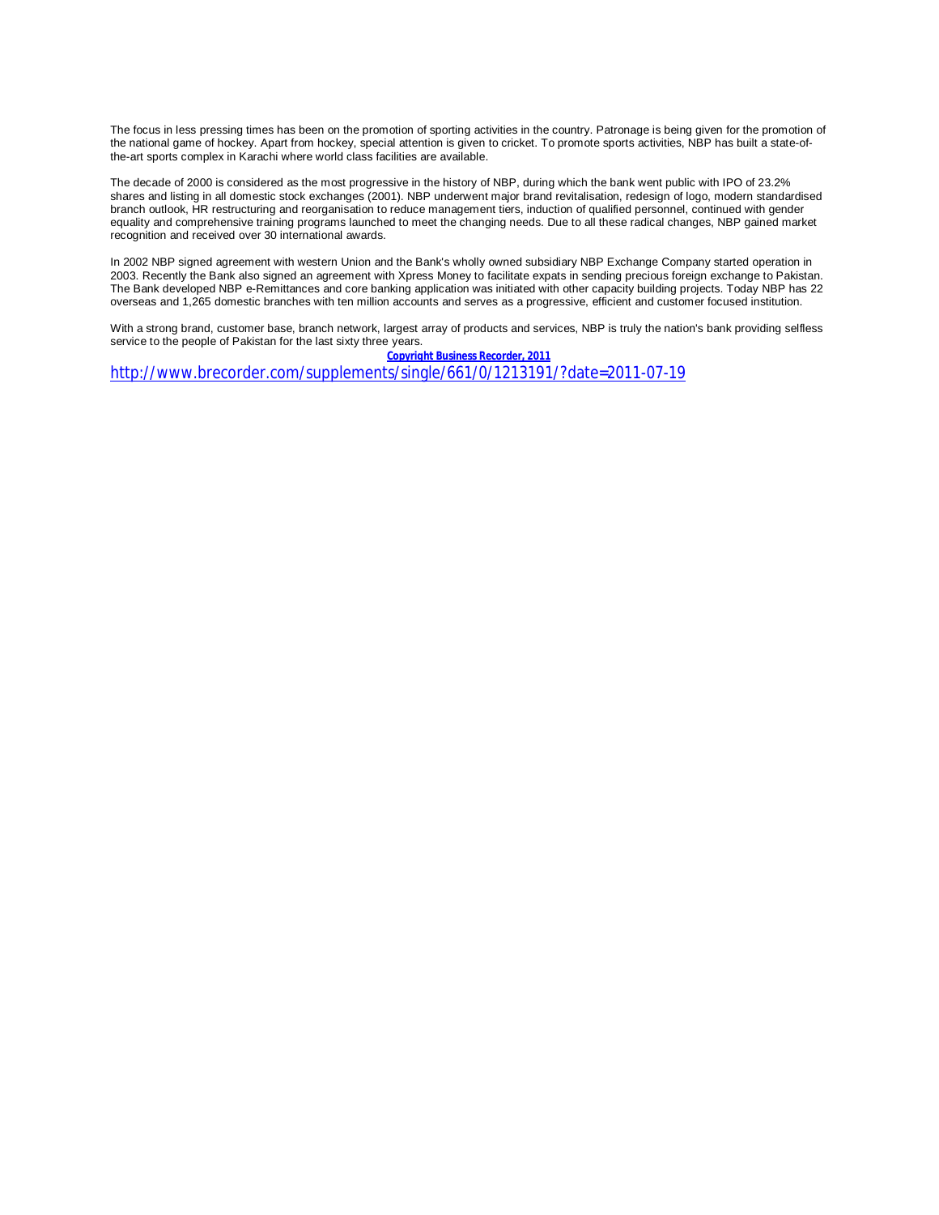The focus in less pressing times has been on the promotion of sporting activities in the country. Patronage is being given for the promotion of the national game of hockey. Apart from hockey, special attention is given to cricket. To promote sports activities, NBP has built a state-of-the-art sports complex in Karachi where world class facilities are available.

The decade of 2000 is considered as the most progressive in the history of NBP, during which the bank went public with IPO of 23.2% shares and listing in all domestic stock exchanges (2001). NBP underwent major brand revitalisation, redesign of logo, modern standardised branch outlook, HR restructuring and reorganisation to reduce management tiers, induction of qualified personnel, continued with gender equality and comprehensive training programs launched to meet the changing needs. Due to all these radical changes, NBP gained market recognition and received over 30 international awards.

In 2002 NBP signed agreement with western Union and the Bank's wholly owned subsidiary NBP Exchange Company started operation in 2003. Recently the Bank also signed an agreement with Xpress Money to facilitate expats in sending precious foreign exchange to Pakistan. The Bank developed NBP e-Remittances and core banking application was initiated with other capacity building projects. Today NBP has 22 overseas and 1,265 domestic branches with ten million accounts and serves as a progressive, efficient and customer focused institution.

With a strong brand, customer base, branch network, largest array of products and services, NBP is truly the nation's bank providing selfless service to the people of Pakistan for the last sixty three years.

**Copyright Business Recorder, 2011**

http://www.brecorder.com/supplements/single/661/0/1213191/?date=2011-07-19